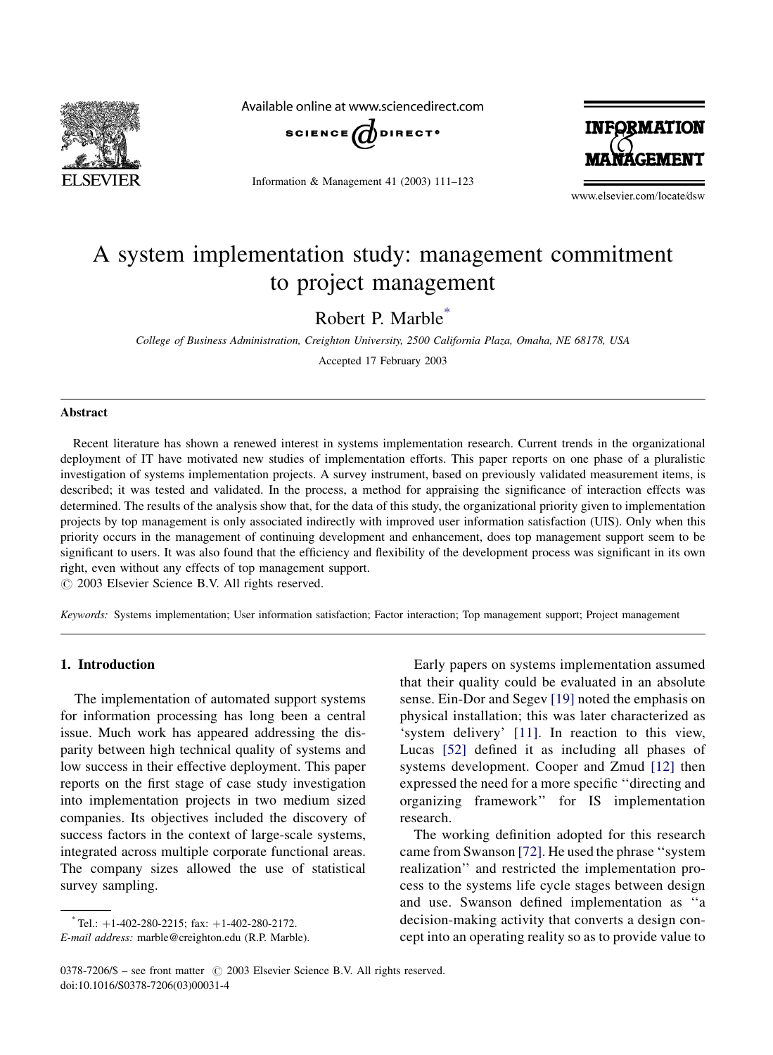# A system implementation study: management commitment to project management

Robert P. Marble*

*College of Business Administration, Creighton University, 2500 California Plaza, Omaha, NE 68178, USA*

Accepted 17 February 2003

## Abstract

Recent literature has shown a renewed interest in systems implementation research. Current trends in the organizational deployment of IT have motivated new studies of implementation efforts. This paper reports on one phase of a pluralistic investigation of systems implementation projects. A survey instrument, based on previously validated measurement items, is described; it was tested and validated. In the process, a method for appraising the significance of interaction effects was determined. The results of the analysis show that, for the data of this study, the organizational priority given to implementation projects by top management is only associated indirectly with improved user information satisfaction (UIS). Only when this priority occurs in the management of continuing development and enhancement, does top management support seem to be significant to users. It was also found that the efficiency and flexibility of the development process was significant in its own right, even without any effects of top management support.

© 2003 Elsevier Science B.V. All rights reserved.

*Keywords:* Systems implementation; User information satisfaction; Factor interaction; Top management support; Project management

## 1. Introduction

The implementation of automated support systems for information processing has long been a central issue. Much work has appeared addressing the disparity between high technical quality of systems and low success in their effective deployment. This paper reports on the first stage of case study investigation into implementation projects in two medium sized companies. Its objectives included the discovery of success factors in the context of large-scale systems, integrated across multiple corporate functional areas. The company sizes allowed the use of statistical survey sampling.

Early papers on systems implementation assumed that their quality could be evaluated in an absolute sense. Ein-Dor and Segev [19] noted the emphasis on physical installation; this was later characterized as 'system delivery' [11]. In reaction to this view, Lucas [52] defined it as including all phases of systems development. Cooper and Zmud [12] then expressed the need for a more specific ''directing and organizing framework'' for IS implementation research.

The working definition adopted for this research came from Swanson [72]. He used the phrase ''system realization'' and restricted the implementation process to the systems life cycle stages between design and use. Swanson defined implementation as ''a decision-making activity that converts a design concept into an operating reality so as to provide value to

---

* Tel.: +1-402-280-2215; fax: +1-402-280-2172.
*E-mail address:* marble@creighton.edu (R.P. Marble).

0378-7206/$ – see front matter © 2003 Elsevier Science B.V. All rights reserved.
doi:10.1016/S0378-7206(03)00031-4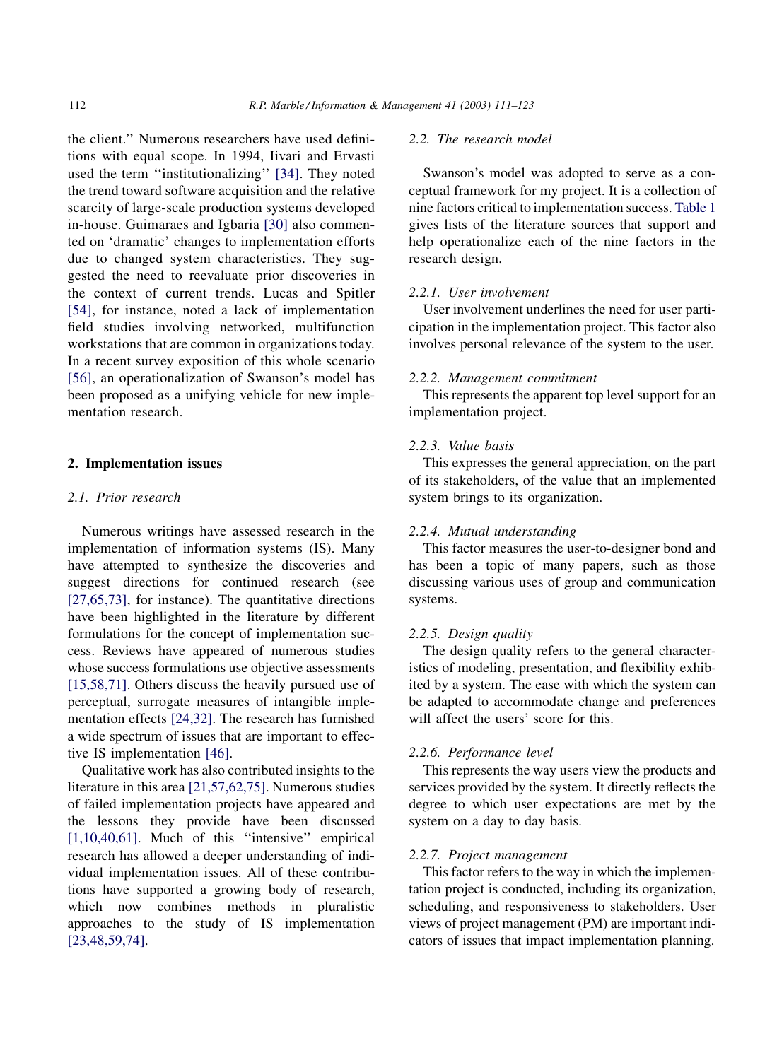the client.'' Numerous researchers have used definitions with equal scope. In 1994, Iivari and Ervasti used the term ''institutionalizing'' [34]. They noted the trend toward software acquisition and the relative scarcity of large-scale production systems developed in-house. Guimaraes and Igbaria [30] also commented on 'dramatic' changes to implementation efforts due to changed system characteristics. They suggested the need to reevaluate prior discoveries in the context of current trends. Lucas and Spitler [54], for instance, noted a lack of implementation field studies involving networked, multifunction workstations that are common in organizations today. In a recent survey exposition of this whole scenario [56], an operationalization of Swanson's model has been proposed as a unifying vehicle for new implementation research.

## 2. Implementation issues

### 2.1. Prior research

Numerous writings have assessed research in the implementation of information systems (IS). Many have attempted to synthesize the discoveries and suggest directions for continued research (see [27,65,73], for instance). The quantitative directions have been highlighted in the literature by different formulations for the concept of implementation success. Reviews have appeared of numerous studies whose success formulations use objective assessments [15,58,71]. Others discuss the heavily pursued use of perceptual, surrogate measures of intangible implementation effects [24,32]. The research has furnished a wide spectrum of issues that are important to effective IS implementation [46].

Qualitative work has also contributed insights to the literature in this area [21,57,62,75]. Numerous studies of failed implementation projects have appeared and the lessons they provide have been discussed [1,10,40,61]. Much of this ''intensive'' empirical research has allowed a deeper understanding of individual implementation issues. All of these contributions have supported a growing body of research, which now combines methods in pluralistic approaches to the study of IS implementation [23,48,59,74].

### 2.2. The research model

Swanson's model was adopted to serve as a conceptual framework for my project. It is a collection of nine factors critical to implementation success. Table 1 gives lists of the literature sources that support and help operationalize each of the nine factors in the research design.

#### 2.2.1. User involvement

User involvement underlines the need for user participation in the implementation project. This factor also involves personal relevance of the system to the user.

#### 2.2.2. Management commitment

This represents the apparent top level support for an implementation project.

#### 2.2.3. Value basis

This expresses the general appreciation, on the part of its stakeholders, of the value that an implemented system brings to its organization.

#### 2.2.4. Mutual understanding

This factor measures the user-to-designer bond and has been a topic of many papers, such as those discussing various uses of group and communication systems.

#### 2.2.5. Design quality

The design quality refers to the general characteristics of modeling, presentation, and flexibility exhibited by a system. The ease with which the system can be adapted to accommodate change and preferences will affect the users' score for this.

#### 2.2.6. Performance level

This represents the way users view the products and services provided by the system. It directly reflects the degree to which user expectations are met by the system on a day to day basis.

#### 2.2.7. Project management

This factor refers to the way in which the implementation project is conducted, including its organization, scheduling, and responsiveness to stakeholders. User views of project management (PM) are important indicators of issues that impact implementation planning.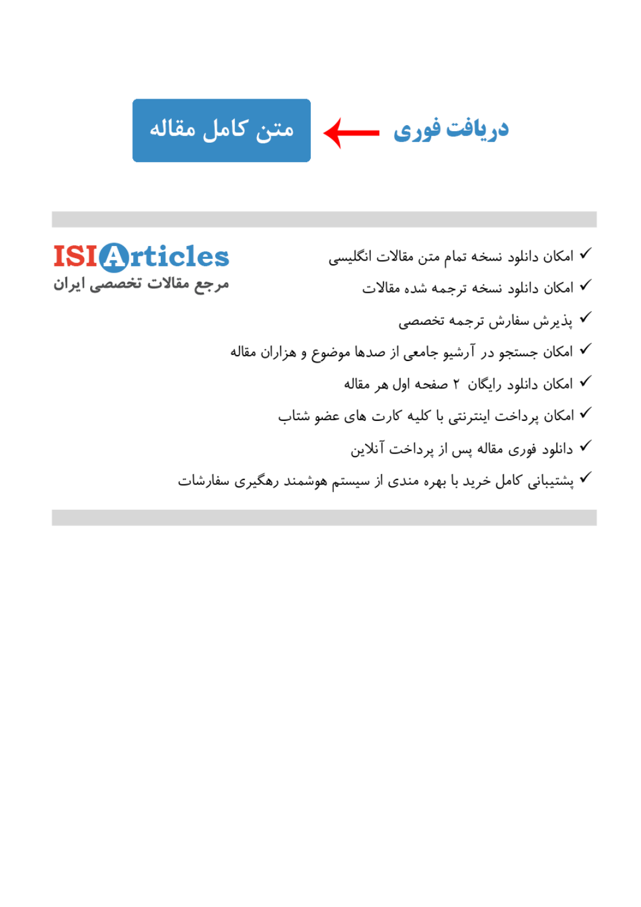**دریافت فوری ← متن کامل مقاله**

**ISIArticles**
مرجع مقالات تخصصی ایران

- ✓ امکان دانلود نسخه تمام متن مقالات انگلیسی
- ✓ امکان دانلود نسخه ترجمه شده مقالات
- ✓ پذیرش سفارش ترجمه تخصصی
- ✓ امکان جستجو در آرشیو جامعی از صدها موضوع و هزاران مقاله
- ✓ امکان دانلود رایگان ۲ صفحه اول هر مقاله
- ✓ امکان پرداخت اینترنتی با کلیه کارت های عضو شتاب
- ✓ دانلود فوری مقاله پس از پرداخت آنلاین
- ✓ پشتیبانی کامل خرید با بهره مندی از سیستم هوشمند رهگیری سفارشات